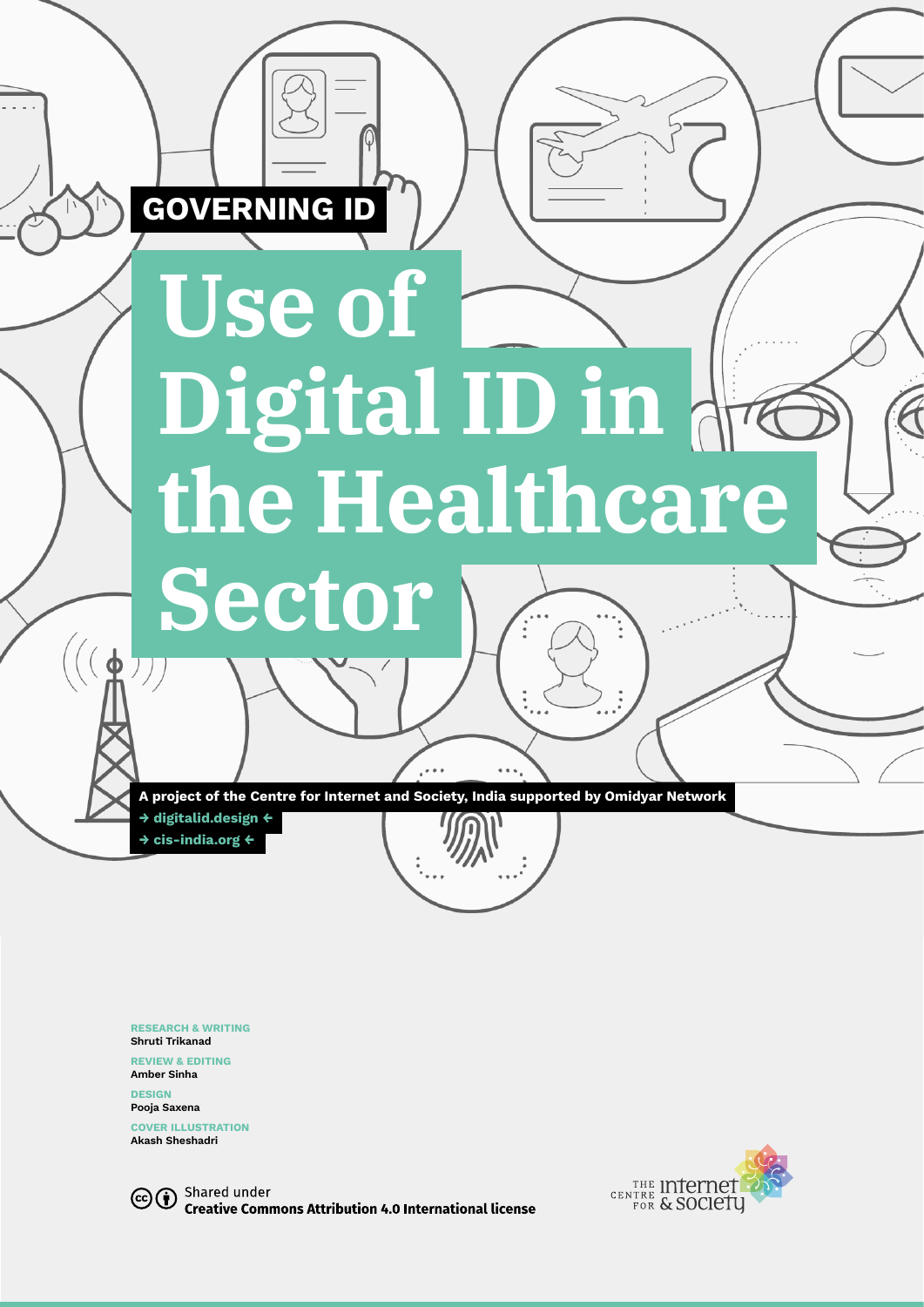**GOVERNING ID**

# Use of Digital ID in the Healthcare Sector

A project of the Centre for Internet and Society, India supported by Omidyar Network

→ digitalid.design ←

→ cis-india.org ←

**RESEARCH & WRITING**
Shruti Trikanad

**REVIEW & EDITING**
Amber Sinha

**DESIGN**
Pooja Saxena

**COVER ILLUSTRATION**
Akash Sheshadri

Shared under
**Creative Commons Attribution 4.0 International license**

THE CENTRE FOR Internet & Society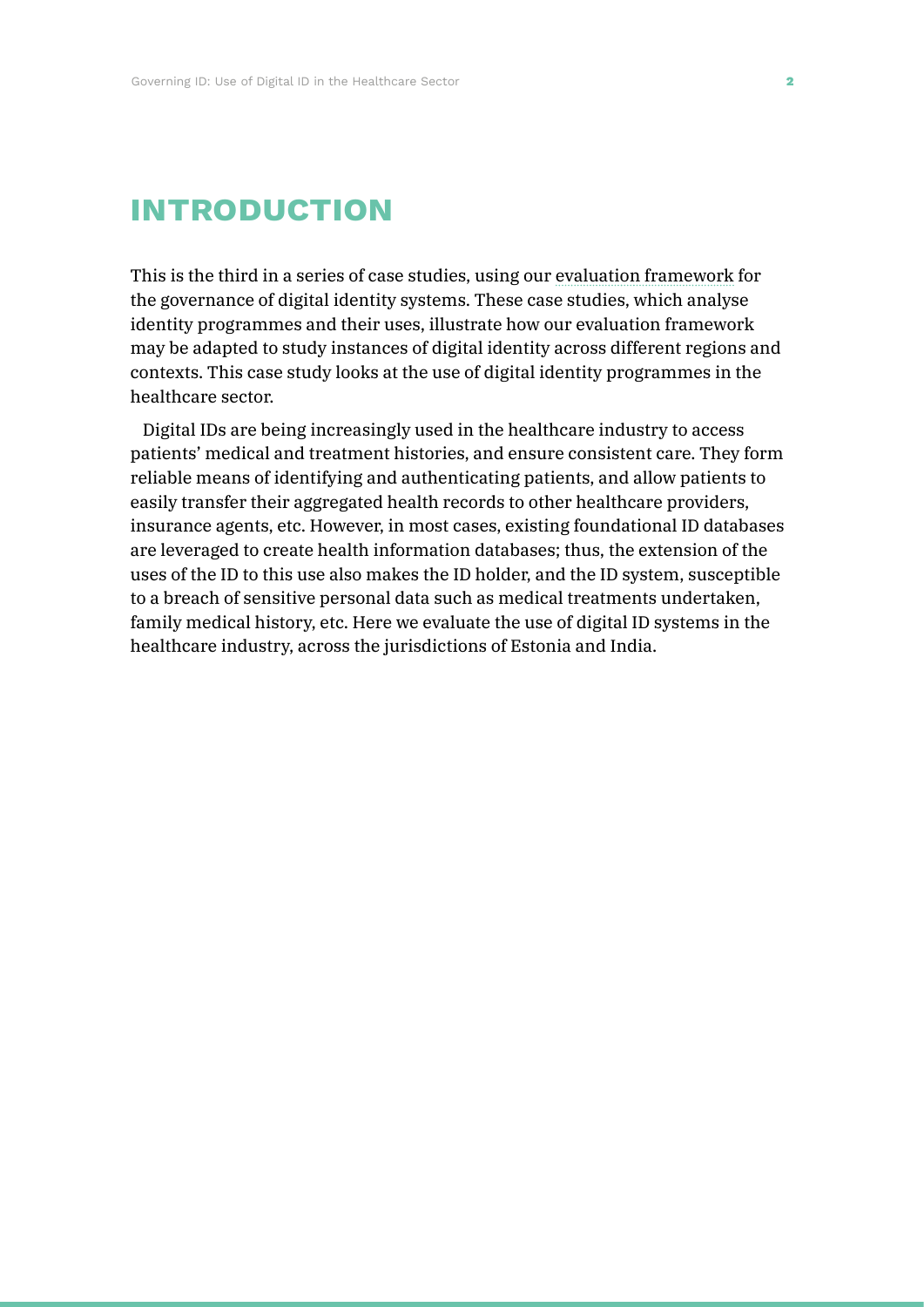# INTRODUCTION

This is the third in a series of case studies, using our evaluation framework for the governance of digital identity systems. These case studies, which analyse identity programmes and their uses, illustrate how our evaluation framework may be adapted to study instances of digital identity across different regions and contexts. This case study looks at the use of digital identity programmes in the healthcare sector.

Digital IDs are being increasingly used in the healthcare industry to access patients' medical and treatment histories, and ensure consistent care. They form reliable means of identifying and authenticating patients, and allow patients to easily transfer their aggregated health records to other healthcare providers, insurance agents, etc. However, in most cases, existing foundational ID databases are leveraged to create health information databases; thus, the extension of the uses of the ID to this use also makes the ID holder, and the ID system, susceptible to a breach of sensitive personal data such as medical treatments undertaken, family medical history, etc. Here we evaluate the use of digital ID systems in the healthcare industry, across the jurisdictions of Estonia and India.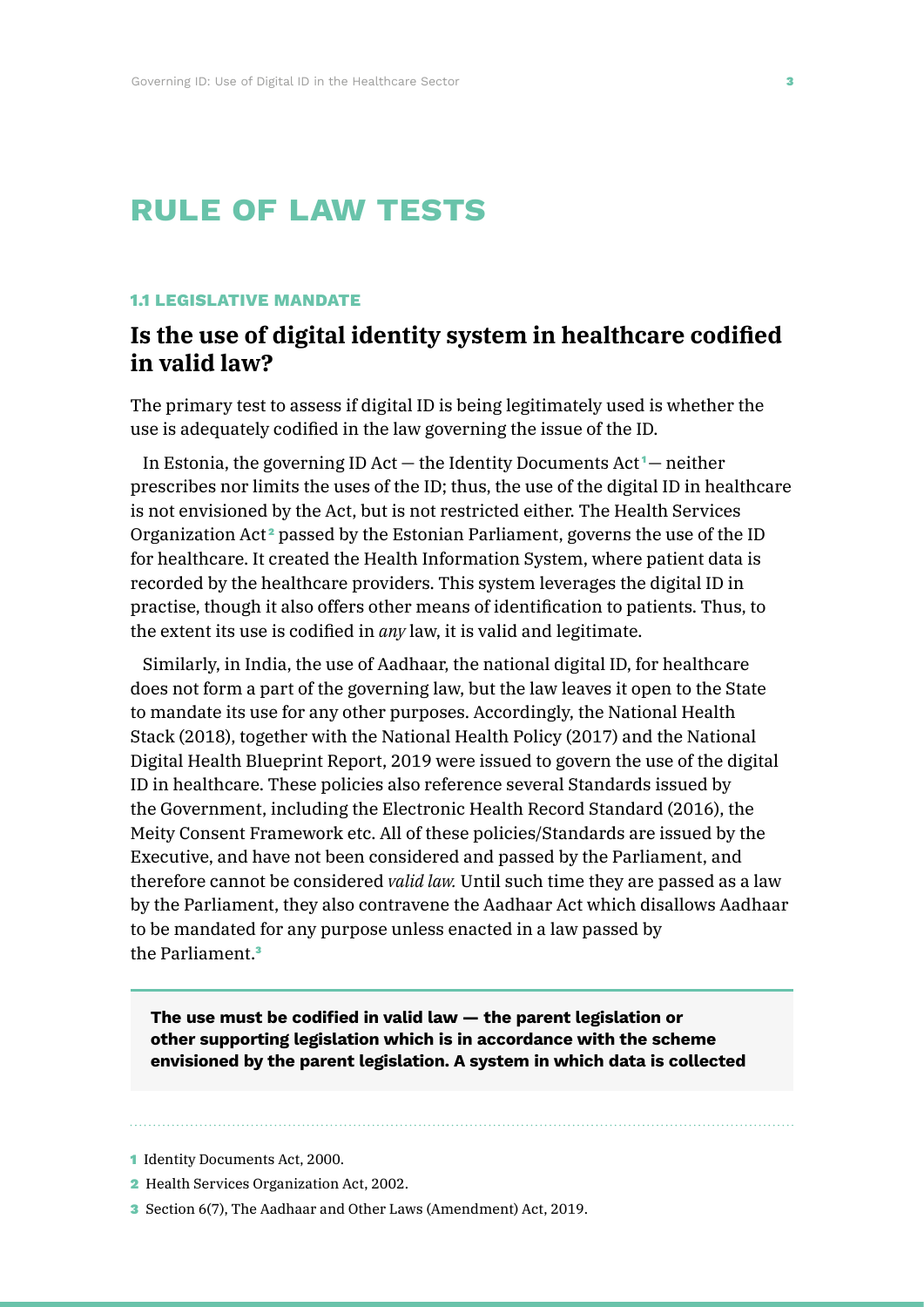# RULE OF LAW TESTS

## 1.1 LEGISLATIVE MANDATE

### Is the use of digital identity system in healthcare codified in valid law?

The primary test to assess if digital ID is being legitimately used is whether the use is adequately codified in the law governing the issue of the ID.

In Estonia, the governing ID Act — the Identity Documents Act[1] — neither prescribes nor limits the uses of the ID; thus, the use of the digital ID in healthcare is not envisioned by the Act, but is not restricted either. The Health Services Organization Act[2] passed by the Estonian Parliament, governs the use of the ID for healthcare. It created the Health Information System, where patient data is recorded by the healthcare providers. This system leverages the digital ID in practise, though it also offers other means of identification to patients. Thus, to the extent its use is codified in *any* law, it is valid and legitimate.

Similarly, in India, the use of Aadhaar, the national digital ID, for healthcare does not form a part of the governing law, but the law leaves it open to the State to mandate its use for any other purposes. Accordingly, the National Health Stack (2018), together with the National Health Policy (2017) and the National Digital Health Blueprint Report, 2019 were issued to govern the use of the digital ID in healthcare. These policies also reference several Standards issued by the Government, including the Electronic Health Record Standard (2016), the Meity Consent Framework etc. All of these policies/Standards are issued by the Executive, and have not been considered and passed by the Parliament, and therefore cannot be considered *valid law.* Until such time they are passed as a law by the Parliament, they also contravene the Aadhaar Act which disallows Aadhaar to be mandated for any purpose unless enacted in a law passed by the Parliament.[3]

> **The use must be codified in valid law — the parent legislation or other supporting legislation which is in accordance with the scheme envisioned by the parent legislation. A system in which data is collected**

1 Identity Documents Act, 2000.

2 Health Services Organization Act, 2002.

3 Section 6(7), The Aadhaar and Other Laws (Amendment) Act, 2019.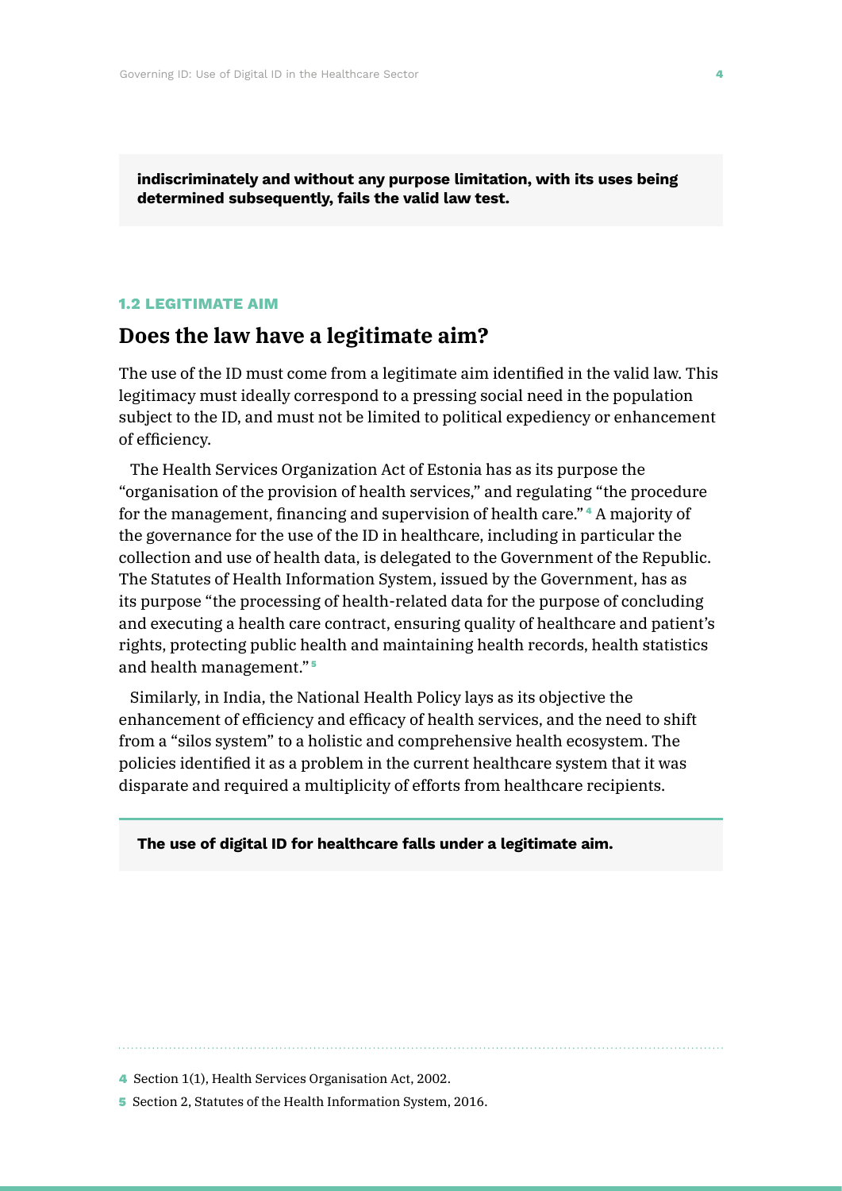**indiscriminately and without any purpose limitation, with its uses being determined subsequently, fails the valid law test.**

### 1.2 LEGITIMATE AIM

## Does the law have a legitimate aim?

The use of the ID must come from a legitimate aim identified in the valid law. This legitimacy must ideally correspond to a pressing social need in the population subject to the ID, and must not be limited to political expediency or enhancement of efficiency.

The Health Services Organization Act of Estonia has as its purpose the "organisation of the provision of health services," and regulating "the procedure for the management, financing and supervision of health care."[4] A majority of the governance for the use of the ID in healthcare, including in particular the collection and use of health data, is delegated to the Government of the Republic. The Statutes of Health Information System, issued by the Government, has as its purpose "the processing of health-related data for the purpose of concluding and executing a health care contract, ensuring quality of healthcare and patient's rights, protecting public health and maintaining health records, health statistics and health management."[5]

Similarly, in India, the National Health Policy lays as its objective the enhancement of efficiency and efficacy of health services, and the need to shift from a "silos system" to a holistic and comprehensive health ecosystem. The policies identified it as a problem in the current healthcare system that it was disparate and required a multiplicity of efforts from healthcare recipients.

**The use of digital ID for healthcare falls under a legitimate aim.**

---

[4] Section 1(1), Health Services Organisation Act, 2002.

[5] Section 2, Statutes of the Health Information System, 2016.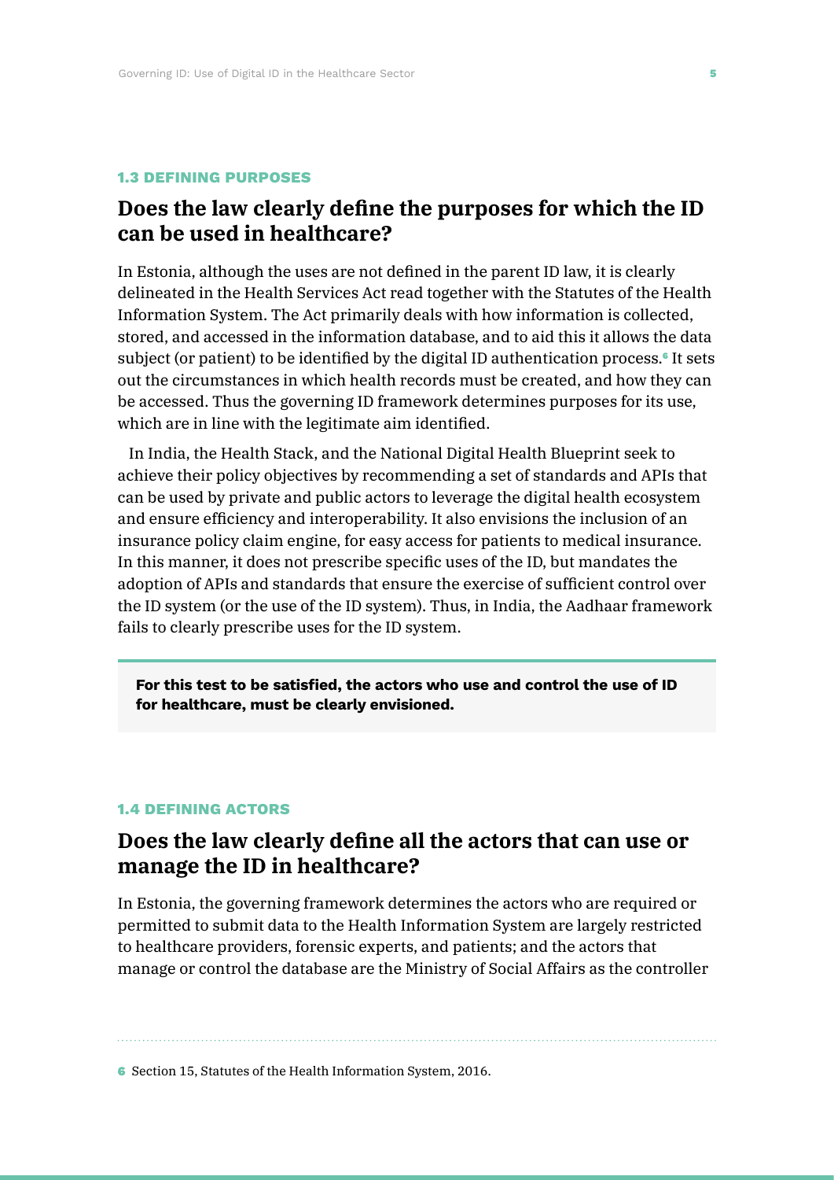### 1.3 DEFINING PURPOSES

## Does the law clearly define the purposes for which the ID can be used in healthcare?

In Estonia, although the uses are not defined in the parent ID law, it is clearly delineated in the Health Services Act read together with the Statutes of the Health Information System. The Act primarily deals with how information is collected, stored, and accessed in the information database, and to aid this it allows the data subject (or patient) to be identified by the digital ID authentication process.[6] It sets out the circumstances in which health records must be created, and how they can be accessed. Thus the governing ID framework determines purposes for its use, which are in line with the legitimate aim identified.

In India, the Health Stack, and the National Digital Health Blueprint seek to achieve their policy objectives by recommending a set of standards and APIs that can be used by private and public actors to leverage the digital health ecosystem and ensure efficiency and interoperability. It also envisions the inclusion of an insurance policy claim engine, for easy access for patients to medical insurance. In this manner, it does not prescribe specific uses of the ID, but mandates the adoption of APIs and standards that ensure the exercise of sufficient control over the ID system (or the use of the ID system). Thus, in India, the Aadhaar framework fails to clearly prescribe uses for the ID system.

> **For this test to be satisfied, the actors who use and control the use of ID for healthcare, must be clearly envisioned.**

### 1.4 DEFINING ACTORS

## Does the law clearly define all the actors that can use or manage the ID in healthcare?

In Estonia, the governing framework determines the actors who are required or permitted to submit data to the Health Information System are largely restricted to healthcare providers, forensic experts, and patients; and the actors that manage or control the database are the Ministry of Social Affairs as the controller

---

6 Section 15, Statutes of the Health Information System, 2016.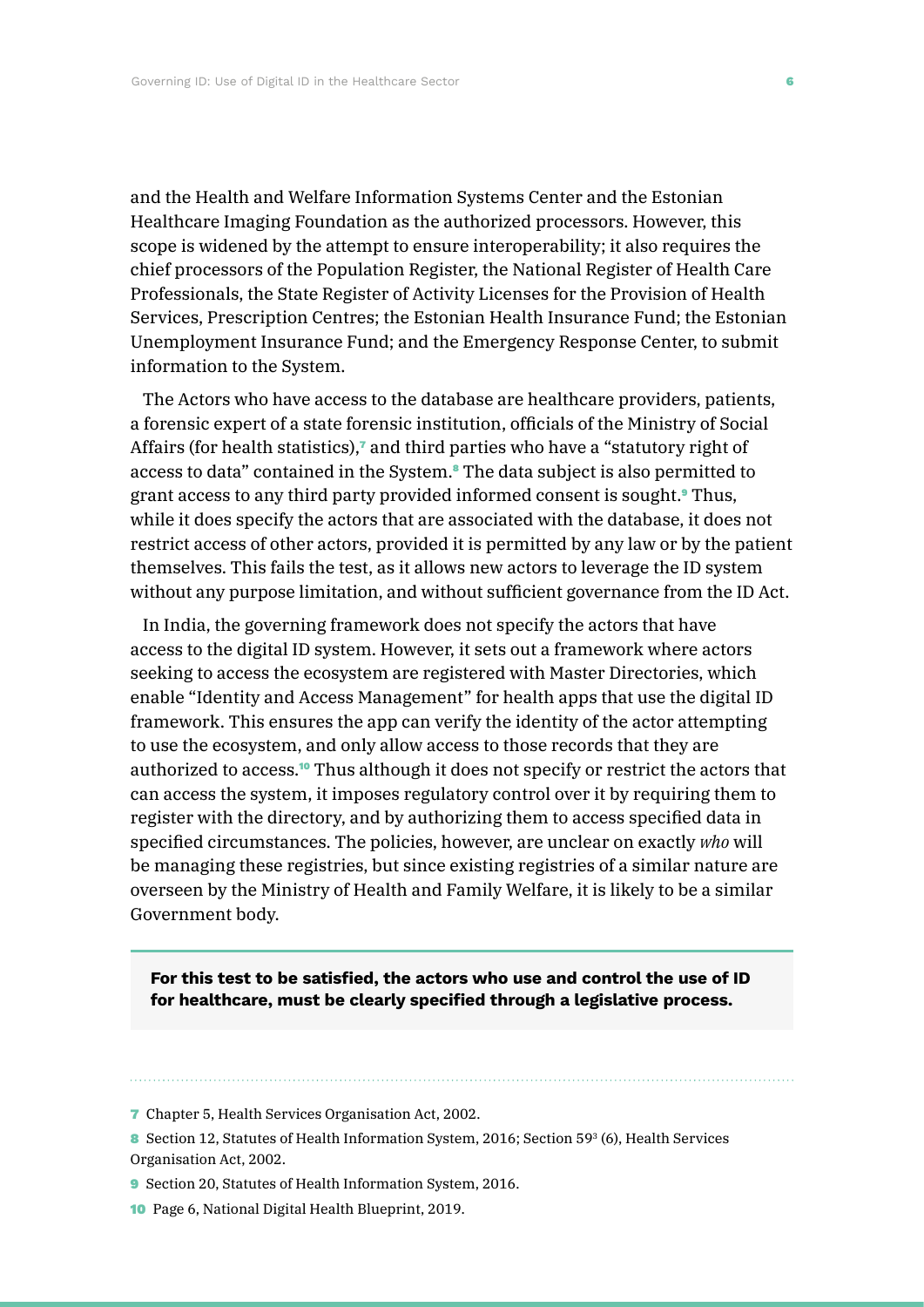and the Health and Welfare Information Systems Center and the Estonian Healthcare Imaging Foundation as the authorized processors. However, this scope is widened by the attempt to ensure interoperability; it also requires the chief processors of the Population Register, the National Register of Health Care Professionals, the State Register of Activity Licenses for the Provision of Health Services, Prescription Centres; the Estonian Health Insurance Fund; the Estonian Unemployment Insurance Fund; and the Emergency Response Center, to submit information to the System.

The Actors who have access to the database are healthcare providers, patients, a forensic expert of a state forensic institution, officials of the Ministry of Social Affairs (for health statistics),[7] and third parties who have a "statutory right of access to data" contained in the System.[8] The data subject is also permitted to grant access to any third party provided informed consent is sought.[9] Thus, while it does specify the actors that are associated with the database, it does not restrict access of other actors, provided it is permitted by any law or by the patient themselves. This fails the test, as it allows new actors to leverage the ID system without any purpose limitation, and without sufficient governance from the ID Act.

In India, the governing framework does not specify the actors that have access to the digital ID system. However, it sets out a framework where actors seeking to access the ecosystem are registered with Master Directories, which enable "Identity and Access Management" for health apps that use the digital ID framework. This ensures the app can verify the identity of the actor attempting to use the ecosystem, and only allow access to those records that they are authorized to access.[10] Thus although it does not specify or restrict the actors that can access the system, it imposes regulatory control over it by requiring them to register with the directory, and by authorizing them to access specified data in specified circumstances. The policies, however, are unclear on exactly *who* will be managing these registries, but since existing registries of a similar nature are overseen by the Ministry of Health and Family Welfare, it is likely to be a similar Government body.

**For this test to be satisfied, the actors who use and control the use of ID for healthcare, must be clearly specified through a legislative process.**

---

7 Chapter 5, Health Services Organisation Act, 2002.

8 Section 12, Statutes of Health Information System, 2016; Section $59^3$ (6), Health Services Organisation Act, 2002.

9 Section 20, Statutes of Health Information System, 2016.

10 Page 6, National Digital Health Blueprint, 2019.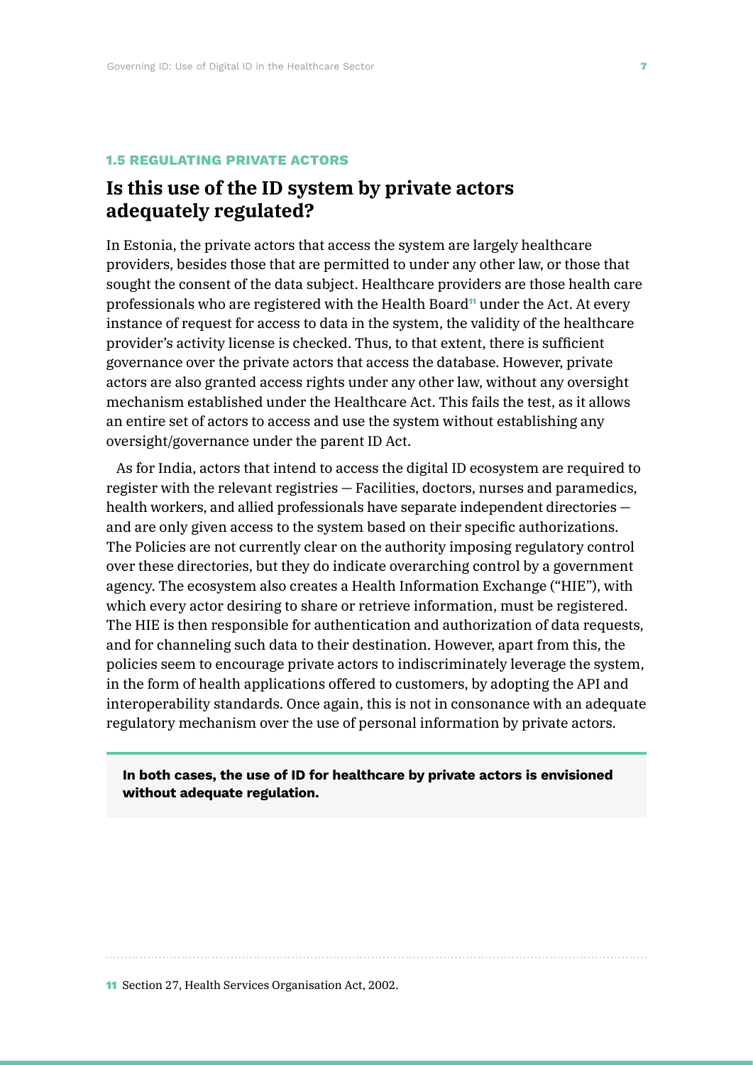### 1.5 REGULATING PRIVATE ACTORS

## Is this use of the ID system by private actors adequately regulated?

In Estonia, the private actors that access the system are largely healthcare providers, besides those that are permitted to under any other law, or those that sought the consent of the data subject. Healthcare providers are those health care professionals who are registered with the Health Board[11] under the Act. At every instance of request for access to data in the system, the validity of the healthcare provider's activity license is checked. Thus, to that extent, there is sufficient governance over the private actors that access the database. However, private actors are also granted access rights under any other law, without any oversight mechanism established under the Healthcare Act. This fails the test, as it allows an entire set of actors to access and use the system without establishing any oversight/governance under the parent ID Act.

As for India, actors that intend to access the digital ID ecosystem are required to register with the relevant registries — Facilities, doctors, nurses and paramedics, health workers, and allied professionals have separate independent directories — and are only given access to the system based on their specific authorizations. The Policies are not currently clear on the authority imposing regulatory control over these directories, but they do indicate overarching control by a government agency. The ecosystem also creates a Health Information Exchange ("HIE"), with which every actor desiring to share or retrieve information, must be registered. The HIE is then responsible for authentication and authorization of data requests, and for channeling such data to their destination. However, apart from this, the policies seem to encourage private actors to indiscriminately leverage the system, in the form of health applications offered to customers, by adopting the API and interoperability standards. Once again, this is not in consonance with an adequate regulatory mechanism over the use of personal information by private actors.

**In both cases, the use of ID for healthcare by private actors is envisioned without adequate regulation.**

---

[11] Section 27, Health Services Organisation Act, 2002.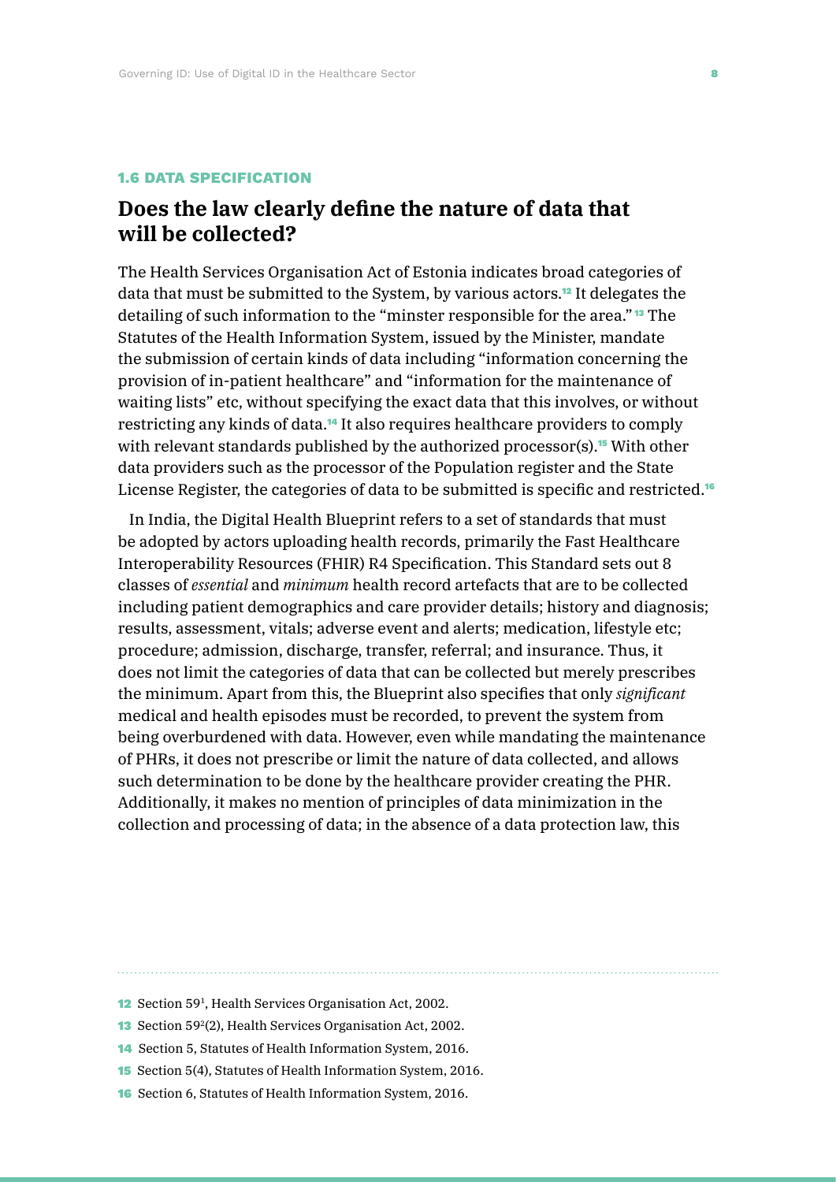### 1.6 DATA SPECIFICATION

## Does the law clearly define the nature of data that will be collected?

The Health Services Organisation Act of Estonia indicates broad categories of data that must be submitted to the System, by various actors.[12] It delegates the detailing of such information to the "minster responsible for the area." [13] The Statutes of the Health Information System, issued by the Minister, mandate the submission of certain kinds of data including "information concerning the provision of in-patient healthcare" and "information for the maintenance of waiting lists" etc, without specifying the exact data that this involves, or without restricting any kinds of data.[14] It also requires healthcare providers to comply with relevant standards published by the authorized processor(s).[15] With other data providers such as the processor of the Population register and the State License Register, the categories of data to be submitted is specific and restricted.[16]

In India, the Digital Health Blueprint refers to a set of standards that must be adopted by actors uploading health records, primarily the Fast Healthcare Interoperability Resources (FHIR) R4 Specification. This Standard sets out 8 classes of *essential* and *minimum* health record artefacts that are to be collected including patient demographics and care provider details; history and diagnosis; results, assessment, vitals; adverse event and alerts; medication, lifestyle etc; procedure; admission, discharge, transfer, referral; and insurance. Thus, it does not limit the categories of data that can be collected but merely prescribes the minimum. Apart from this, the Blueprint also specifies that only *significant* medical and health episodes must be recorded, to prevent the system from being overburdened with data. However, even while mandating the maintenance of PHRs, it does not prescribe or limit the nature of data collected, and allows such determination to be done by the healthcare provider creating the PHR. Additionally, it makes no mention of principles of data minimization in the collection and processing of data; in the absence of a data protection law, this

---

12 Section 59[1], Health Services Organisation Act, 2002.

13 Section 59[2](2), Health Services Organisation Act, 2002.

14 Section 5, Statutes of Health Information System, 2016.

15 Section 5(4), Statutes of Health Information System, 2016.

16 Section 6, Statutes of Health Information System, 2016.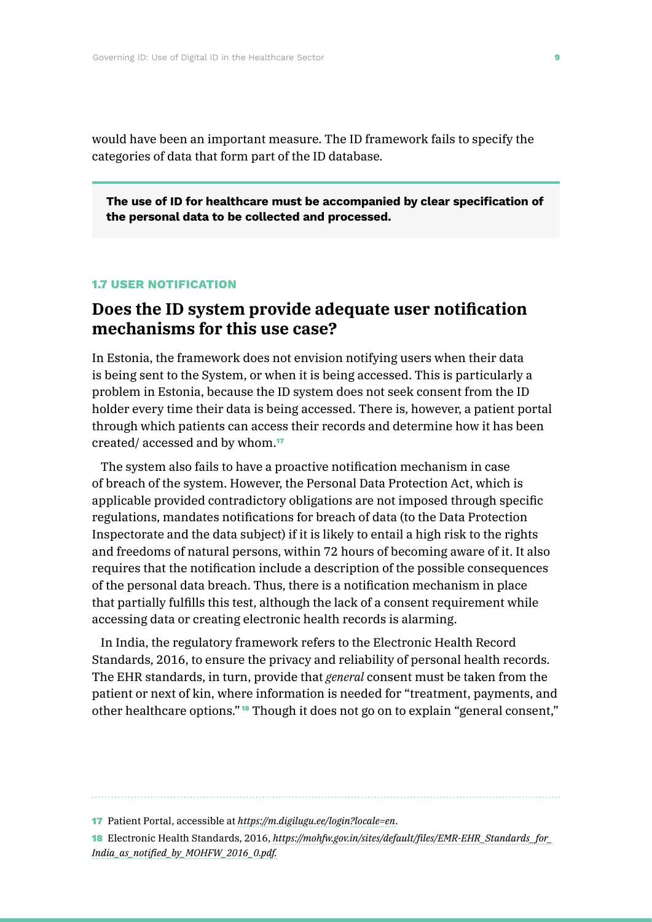would have been an important measure. The ID framework fails to specify the categories of data that form part of the ID database.

> **The use of ID for healthcare must be accompanied by clear specification of the personal data to be collected and processed.**

### 1.7 USER NOTIFICATION

## Does the ID system provide adequate user notification mechanisms for this use case?

In Estonia, the framework does not envision notifying users when their data is being sent to the System, or when it is being accessed. This is particularly a problem in Estonia, because the ID system does not seek consent from the ID holder every time their data is being accessed. There is, however, a patient portal through which patients can access their records and determine how it has been created/ accessed and by whom.[17]

The system also fails to have a proactive notification mechanism in case of breach of the system. However, the Personal Data Protection Act, which is applicable provided contradictory obligations are not imposed through specific regulations, mandates notifications for breach of data (to the Data Protection Inspectorate and the data subject) if it is likely to entail a high risk to the rights and freedoms of natural persons, within 72 hours of becoming aware of it. It also requires that the notification include a description of the possible consequences of the personal data breach. Thus, there is a notification mechanism in place that partially fulfills this test, although the lack of a consent requirement while accessing data or creating electronic health records is alarming.

In India, the regulatory framework refers to the Electronic Health Record Standards, 2016, to ensure the privacy and reliability of personal health records. The EHR standards, in turn, provide that *general* consent must be taken from the patient or next of kin, where information is needed for "treatment, payments, and other healthcare options."[18] Though it does not go on to explain "general consent,"

---

17 Patient Portal, accessible at *https://m.digilugu.ee/login?locale=en*.

18 Electronic Health Standards, 2016, *https://mohfw.gov.in/sites/default/files/EMR-EHR_Standards_for_India_as_notified_by_MOHFW_2016_0.pdf.*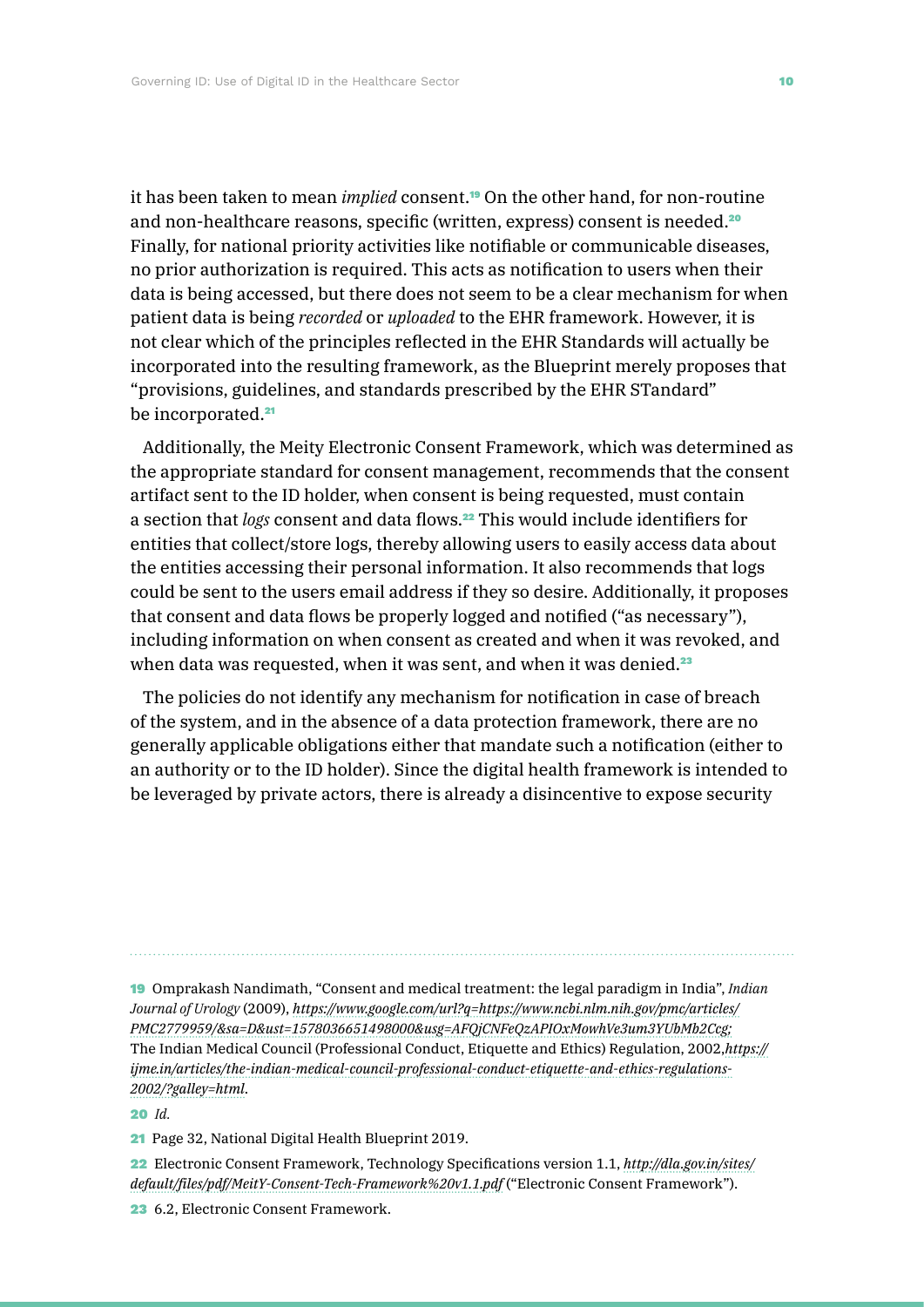it has been taken to mean *implied* consent.[19] On the other hand, for non-routine and non-healthcare reasons, specific (written, express) consent is needed.[20] Finally, for national priority activities like notifiable or communicable diseases, no prior authorization is required. This acts as notification to users when their data is being accessed, but there does not seem to be a clear mechanism for when patient data is being *recorded* or *uploaded* to the EHR framework. However, it is not clear which of the principles reflected in the EHR Standards will actually be incorporated into the resulting framework, as the Blueprint merely proposes that "provisions, guidelines, and standards prescribed by the EHR STandard" be incorporated.[21]

Additionally, the Meity Electronic Consent Framework, which was determined as the appropriate standard for consent management, recommends that the consent artifact sent to the ID holder, when consent is being requested, must contain a section that *logs* consent and data flows.[22] This would include identifiers for entities that collect/store logs, thereby allowing users to easily access data about the entities accessing their personal information. It also recommends that logs could be sent to the users email address if they so desire. Additionally, it proposes that consent and data flows be properly logged and notified ("as necessary"), including information on when consent as created and when it was revoked, and when data was requested, when it was sent, and when it was denied.[23]

The policies do not identify any mechanism for notification in case of breach of the system, and in the absence of a data protection framework, there are no generally applicable obligations either that mandate such a notification (either to an authority or to the ID holder). Since the digital health framework is intended to be leveraged by private actors, there is already a disincentive to expose security

---

[19] Omprakash Nandimath, "Consent and medical treatment: the legal paradigm in India", *Indian Journal of Urology* (2009), *https://www.google.com/url?q=https://www.ncbi.nlm.nih.gov/pmc/articles/PMC2779959/&sa=D&ust=1578036651498000&usg=AFQjCNFeQzAPIOxMowhVe3um3YUbMb2Ccg;* The Indian Medical Council (Professional Conduct, Etiquette and Ethics) Regulation, 2002,*https://ijme.in/articles/the-indian-medical-council-professional-conduct-etiquette-and-ethics-regulations-2002/?galley=html*.

[20] *Id.*

[21] Page 32, National Digital Health Blueprint 2019.

[22] Electronic Consent Framework, Technology Specifications version 1.1, *http://dla.gov.in/sites/default/files/pdf/MeitY-Consent-Tech-Framework%20v1.1.pdf* ("Electronic Consent Framework").

[23] 6.2, Electronic Consent Framework.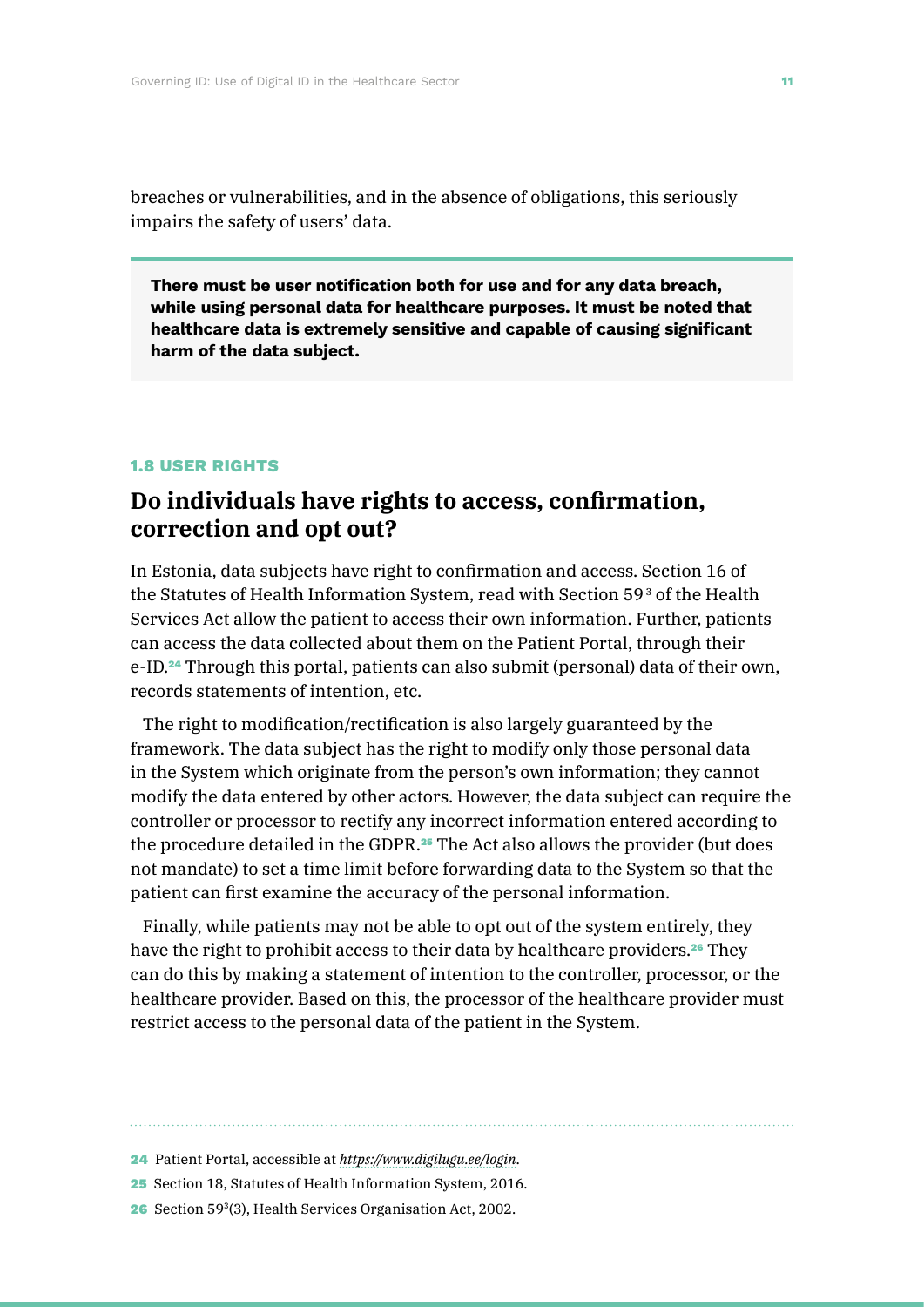breaches or vulnerabilities, and in the absence of obligations, this seriously impairs the safety of users' data.

> **There must be user notification both for use and for any data breach, while using personal data for healthcare purposes. It must be noted that healthcare data is extremely sensitive and capable of causing significant harm of the data subject.**

### 1.8 USER RIGHTS

## Do individuals have rights to access, confirmation, correction and opt out?

In Estonia, data subjects have right to confirmation and access. Section 16 of the Statutes of Health Information System, read with Section $59^3$ of the Health Services Act allow the patient to access their own information. Further, patients can access the data collected about them on the Patient Portal, through their e-ID.[24] Through this portal, patients can also submit (personal) data of their own, records statements of intention, etc.

The right to modification/rectification is also largely guaranteed by the framework. The data subject has the right to modify only those personal data in the System which originate from the person's own information; they cannot modify the data entered by other actors. However, the data subject can require the controller or processor to rectify any incorrect information entered according to the procedure detailed in the GDPR.[25] The Act also allows the provider (but does not mandate) to set a time limit before forwarding data to the System so that the patient can first examine the accuracy of the personal information.

Finally, while patients may not be able to opt out of the system entirely, they have the right to prohibit access to their data by healthcare providers.[26] They can do this by making a statement of intention to the controller, processor, or the healthcare provider. Based on this, the processor of the healthcare provider must restrict access to the personal data of the patient in the System.

---

24 Patient Portal, accessible at *https://www.digilugu.ee/login*.

25 Section 18, Statutes of Health Information System, 2016.

26 Section $59^3(3)$, Health Services Organisation Act, 2002.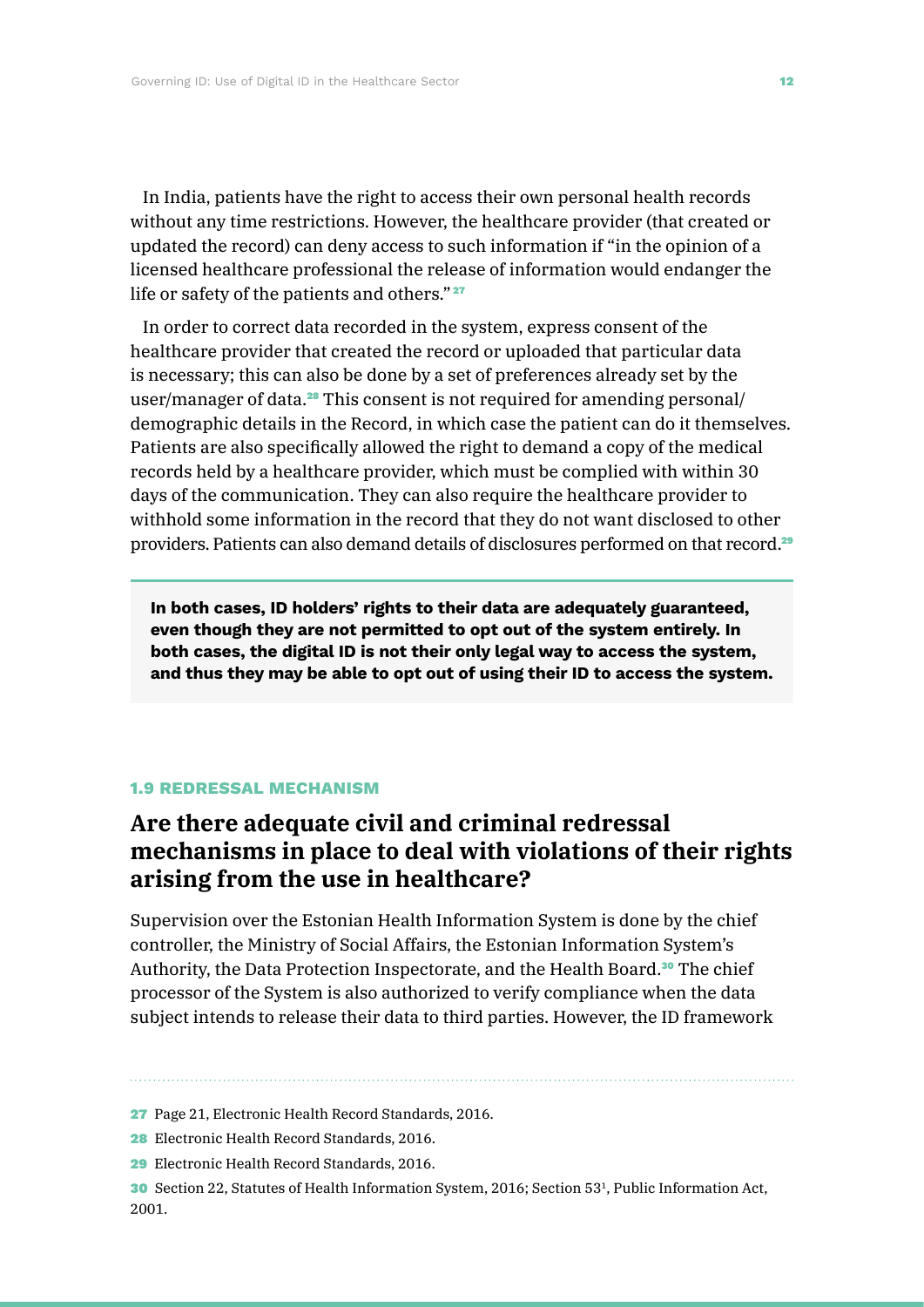In India, patients have the right to access their own personal health records without any time restrictions. However, the healthcare provider (that created or updated the record) can deny access to such information if "in the opinion of a licensed healthcare professional the release of information would endanger the life or safety of the patients and others." [27]

In order to correct data recorded in the system, express consent of the healthcare provider that created the record or uploaded that particular data is necessary; this can also be done by a set of preferences already set by the user/manager of data.[28] This consent is not required for amending personal/demographic details in the Record, in which case the patient can do it themselves. Patients are also specifically allowed the right to demand a copy of the medical records held by a healthcare provider, which must be complied with within 30 days of the communication. They can also require the healthcare provider to withhold some information in the record that they do not want disclosed to other providers. Patients can also demand details of disclosures performed on that record.[29]

**In both cases, ID holders' rights to their data are adequately guaranteed, even though they are not permitted to opt out of the system entirely. In both cases, the digital ID is not their only legal way to access the system, and thus they may be able to opt out of using their ID to access the system.**

### 1.9 REDRESSAL MECHANISM

## Are there adequate civil and criminal redressal mechanisms in place to deal with violations of their rights arising from the use in healthcare?

Supervision over the Estonian Health Information System is done by the chief controller, the Ministry of Social Affairs, the Estonian Information System's Authority, the Data Protection Inspectorate, and the Health Board.[30] The chief processor of the System is also authorized to verify compliance when the data subject intends to release their data to third parties. However, the ID framework

---

[27] Page 21, Electronic Health Record Standards, 2016.

[28] Electronic Health Record Standards, 2016.

[29] Electronic Health Record Standards, 2016.

[30] Section 22, Statutes of Health Information System, 2016; Section 53[1], Public Information Act, 2001.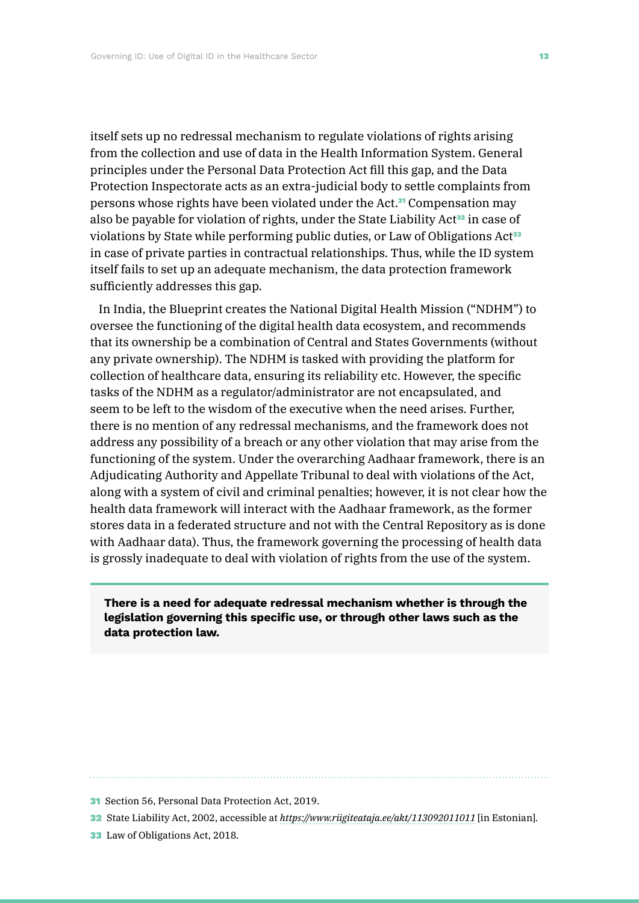itself sets up no redressal mechanism to regulate violations of rights arising from the collection and use of data in the Health Information System. General principles under the Personal Data Protection Act fill this gap, and the Data Protection Inspectorate acts as an extra-judicial body to settle complaints from persons whose rights have been violated under the Act.[31] Compensation may also be payable for violation of rights, under the State Liability Act[32] in case of violations by State while performing public duties, or Law of Obligations Act[33] in case of private parties in contractual relationships. Thus, while the ID system itself fails to set up an adequate mechanism, the data protection framework sufficiently addresses this gap.

In India, the Blueprint creates the National Digital Health Mission ("NDHM") to oversee the functioning of the digital health data ecosystem, and recommends that its ownership be a combination of Central and States Governments (without any private ownership). The NDHM is tasked with providing the platform for collection of healthcare data, ensuring its reliability etc. However, the specific tasks of the NDHM as a regulator/administrator are not encapsulated, and seem to be left to the wisdom of the executive when the need arises. Further, there is no mention of any redressal mechanisms, and the framework does not address any possibility of a breach or any other violation that may arise from the functioning of the system. Under the overarching Aadhaar framework, there is an Adjudicating Authority and Appellate Tribunal to deal with violations of the Act, along with a system of civil and criminal penalties; however, it is not clear how the health data framework will interact with the Aadhaar framework, as the former stores data in a federated structure and not with the Central Repository as is done with Aadhaar data). Thus, the framework governing the processing of health data is grossly inadequate to deal with violation of rights from the use of the system.

**There is a need for adequate redressal mechanism whether is through the legislation governing this specific use, or through other laws such as the data protection law.**

---

31 Section 56, Personal Data Protection Act, 2019.

32 State Liability Act, 2002, accessible at *https://www.riigiteataja.ee/akt/113092011011* [in Estonian].

33 Law of Obligations Act, 2018.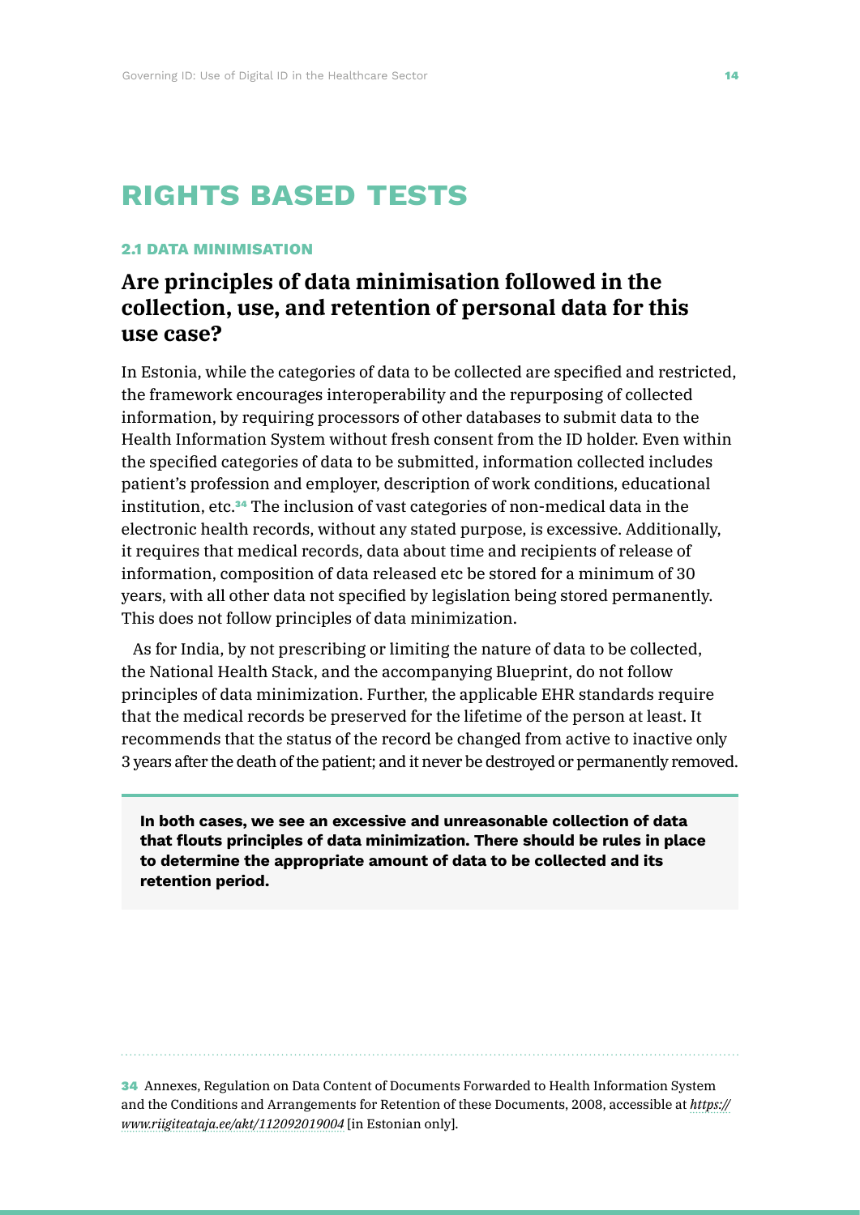# RIGHTS BASED TESTS

### 2.1 DATA MINIMISATION

## Are principles of data minimisation followed in the collection, use, and retention of personal data for this use case?

In Estonia, while the categories of data to be collected are specified and restricted, the framework encourages interoperability and the repurposing of collected information, by requiring processors of other databases to submit data to the Health Information System without fresh consent from the ID holder. Even within the specified categories of data to be submitted, information collected includes patient's profession and employer, description of work conditions, educational institution, etc.[34] The inclusion of vast categories of non-medical data in the electronic health records, without any stated purpose, is excessive. Additionally, it requires that medical records, data about time and recipients of release of information, composition of data released etc be stored for a minimum of 30 years, with all other data not specified by legislation being stored permanently. This does not follow principles of data minimization.

As for India, by not prescribing or limiting the nature of data to be collected, the National Health Stack, and the accompanying Blueprint, do not follow principles of data minimization. Further, the applicable EHR standards require that the medical records be preserved for the lifetime of the person at least. It recommends that the status of the record be changed from active to inactive only 3 years after the death of the patient; and it never be destroyed or permanently removed.

**In both cases, we see an excessive and unreasonable collection of data that flouts principles of data minimization. There should be rules in place to determine the appropriate amount of data to be collected and its retention period.**

---

34 Annexes, Regulation on Data Content of Documents Forwarded to Health Information System and the Conditions and Arrangements for Retention of these Documents, 2008, accessible at *https://www.riigiteataja.ee/akt/112092019004* [in Estonian only].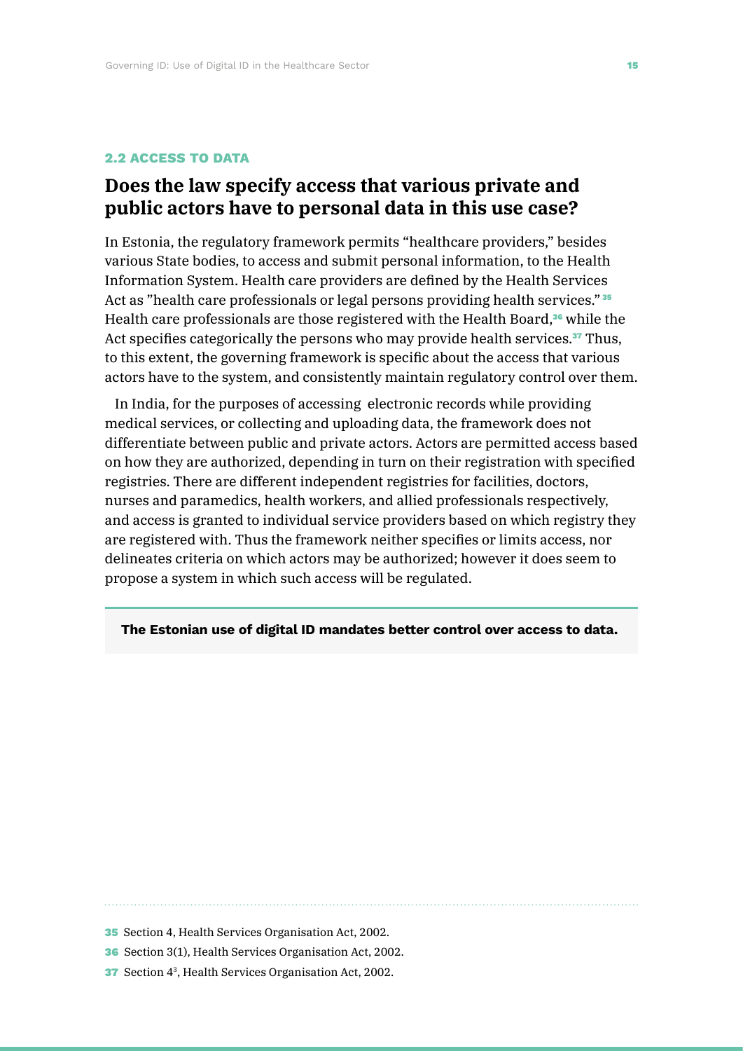### 2.2 ACCESS TO DATA

## Does the law specify access that various private and public actors have to personal data in this use case?

In Estonia, the regulatory framework permits “healthcare providers,” besides various State bodies, to access and submit personal information, to the Health Information System. Health care providers are defined by the Health Services Act as ”health care professionals or legal persons providing health services.”[35] Health care professionals are those registered with the Health Board,[36] while the Act specifies categorically the persons who may provide health services.[37] Thus, to this extent, the governing framework is specific about the access that various actors have to the system, and consistently maintain regulatory control over them.

In India, for the purposes of accessing electronic records while providing medical services, or collecting and uploading data, the framework does not differentiate between public and private actors. Actors are permitted access based on how they are authorized, depending in turn on their registration with specified registries. There are different independent registries for facilities, doctors, nurses and paramedics, health workers, and allied professionals respectively, and access is granted to individual service providers based on which registry they are registered with. Thus the framework neither specifies or limits access, nor delineates criteria on which actors may be authorized; however it does seem to propose a system in which such access will be regulated.

**The Estonian use of digital ID mandates better control over access to data.**

---

35 Section 4, Health Services Organisation Act, 2002.

36 Section 3(1), Health Services Organisation Act, 2002.

37 Section $4^3$, Health Services Organisation Act, 2002.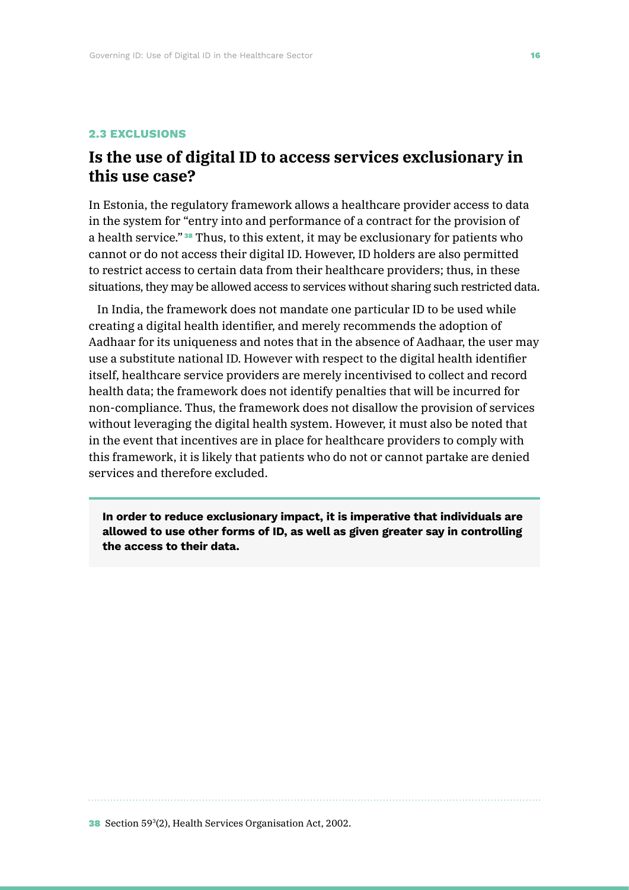### 2.3 EXCLUSIONS

## Is the use of digital ID to access services exclusionary in this use case?

In Estonia, the regulatory framework allows a healthcare provider access to data in the system for "entry into and performance of a contract for the provision of a health service."[38] Thus, to this extent, it may be exclusionary for patients who cannot or do not access their digital ID. However, ID holders are also permitted to restrict access to certain data from their healthcare providers; thus, in these situations, they may be allowed access to services without sharing such restricted data.

In India, the framework does not mandate one particular ID to be used while creating a digital health identifier, and merely recommends the adoption of Aadhaar for its uniqueness and notes that in the absence of Aadhaar, the user may use a substitute national ID. However with respect to the digital health identifier itself, healthcare service providers are merely incentivised to collect and record health data; the framework does not identify penalties that will be incurred for non-compliance. Thus, the framework does not disallow the provision of services without leveraging the digital health system. However, it must also be noted that in the event that incentives are in place for healthcare providers to comply with this framework, it is likely that patients who do not or cannot partake are denied services and therefore excluded.

**In order to reduce exclusionary impact, it is imperative that individuals are allowed to use other forms of ID, as well as given greater say in controlling the access to their data.**

---

38 Section 59[3](2), Health Services Organisation Act, 2002.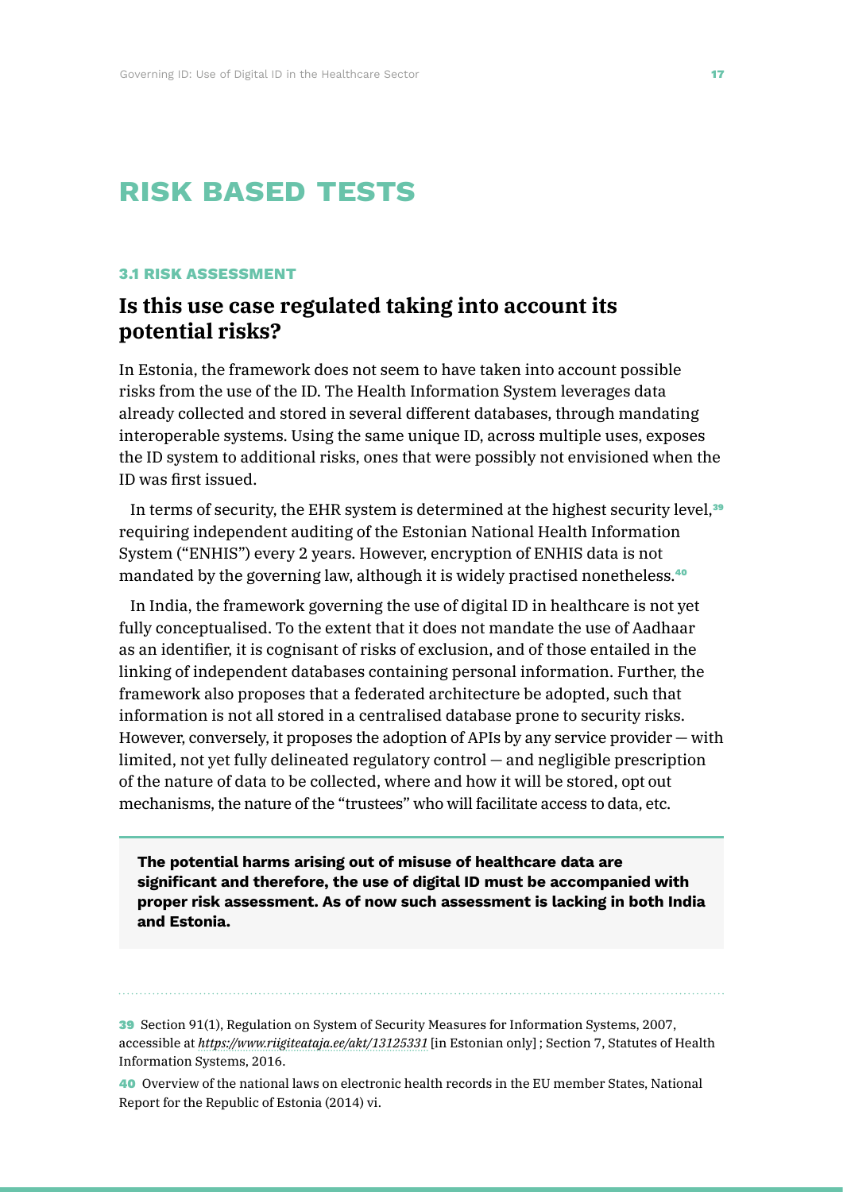# RISK BASED TESTS

### 3.1 RISK ASSESSMENT

## Is this use case regulated taking into account its potential risks?

In Estonia, the framework does not seem to have taken into account possible risks from the use of the ID. The Health Information System leverages data already collected and stored in several different databases, through mandating interoperable systems. Using the same unique ID, across multiple uses, exposes the ID system to additional risks, ones that were possibly not envisioned when the ID was first issued.

In terms of security, the EHR system is determined at the highest security level,[39] requiring independent auditing of the Estonian National Health Information System ("ENHIS") every 2 years. However, encryption of ENHIS data is not mandated by the governing law, although it is widely practised nonetheless.[40]

In India, the framework governing the use of digital ID in healthcare is not yet fully conceptualised. To the extent that it does not mandate the use of Aadhaar as an identifier, it is cognisant of risks of exclusion, and of those entailed in the linking of independent databases containing personal information. Further, the framework also proposes that a federated architecture be adopted, such that information is not all stored in a centralised database prone to security risks. However, conversely, it proposes the adoption of APIs by any service provider — with limited, not yet fully delineated regulatory control — and negligible prescription of the nature of data to be collected, where and how it will be stored, opt out mechanisms, the nature of the "trustees" who will facilitate access to data, etc.

> **The potential harms arising out of misuse of healthcare data are significant and therefore, the use of digital ID must be accompanied with proper risk assessment. As of now such assessment is lacking in both India and Estonia.**

---

[39] Section 91(1), Regulation on System of Security Measures for Information Systems, 2007, accessible at *https://www.riigiteataja.ee/akt/13125331* [in Estonian only] ; Section 7, Statutes of Health Information Systems, 2016.

[40] Overview of the national laws on electronic health records in the EU member States, National Report for the Republic of Estonia (2014) vi.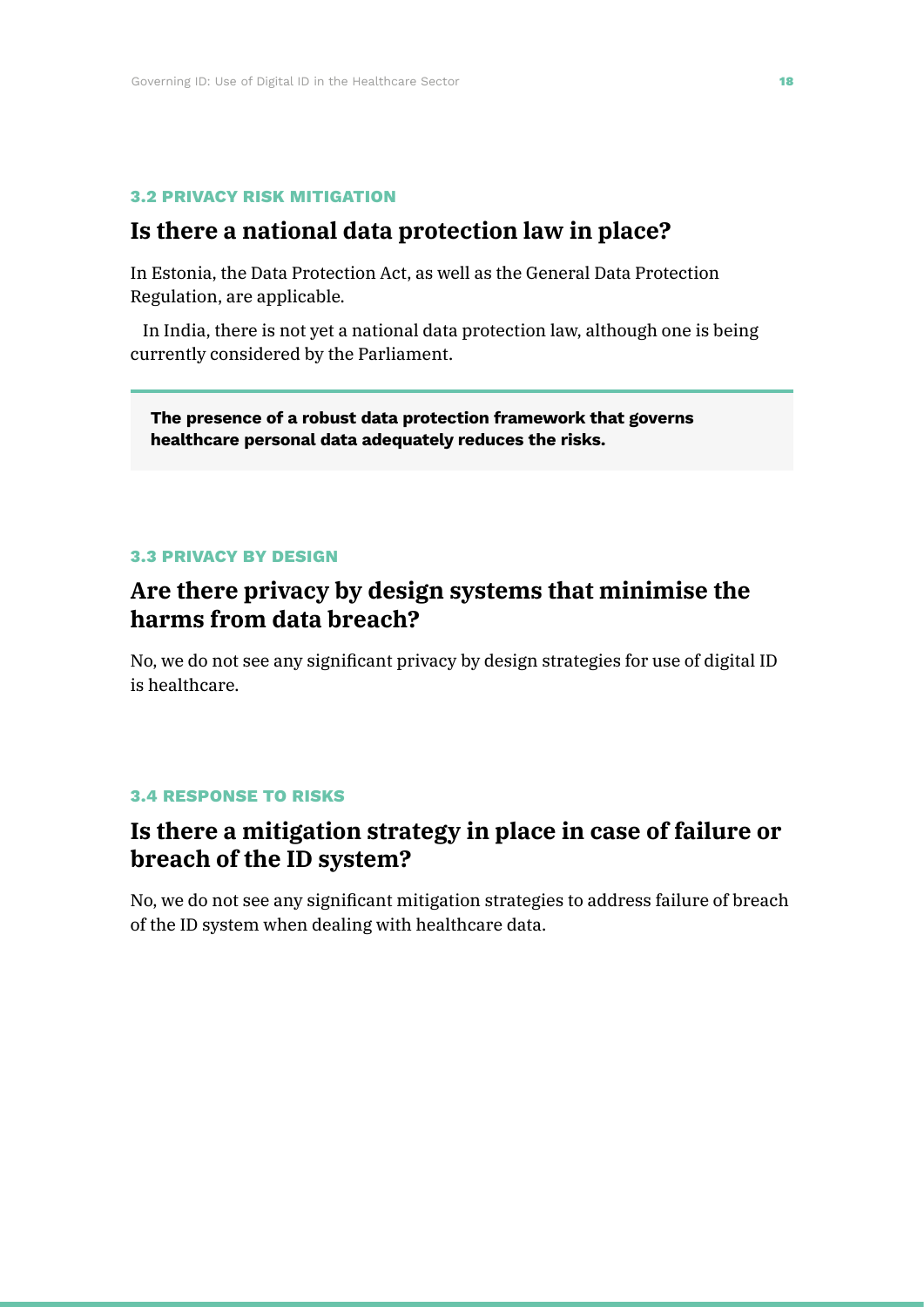### 3.2 PRIVACY RISK MITIGATION

## Is there a national data protection law in place?

In Estonia, the Data Protection Act, as well as the General Data Protection Regulation, are applicable.

In India, there is not yet a national data protection law, although one is being currently considered by the Parliament.

**The presence of a robust data protection framework that governs healthcare personal data adequately reduces the risks.**

### 3.3 PRIVACY BY DESIGN

## Are there privacy by design systems that minimise the harms from data breach?

No, we do not see any significant privacy by design strategies for use of digital ID is healthcare.

### 3.4 RESPONSE TO RISKS

## Is there a mitigation strategy in place in case of failure or breach of the ID system?

No, we do not see any significant mitigation strategies to address failure of breach of the ID system when dealing with healthcare data.